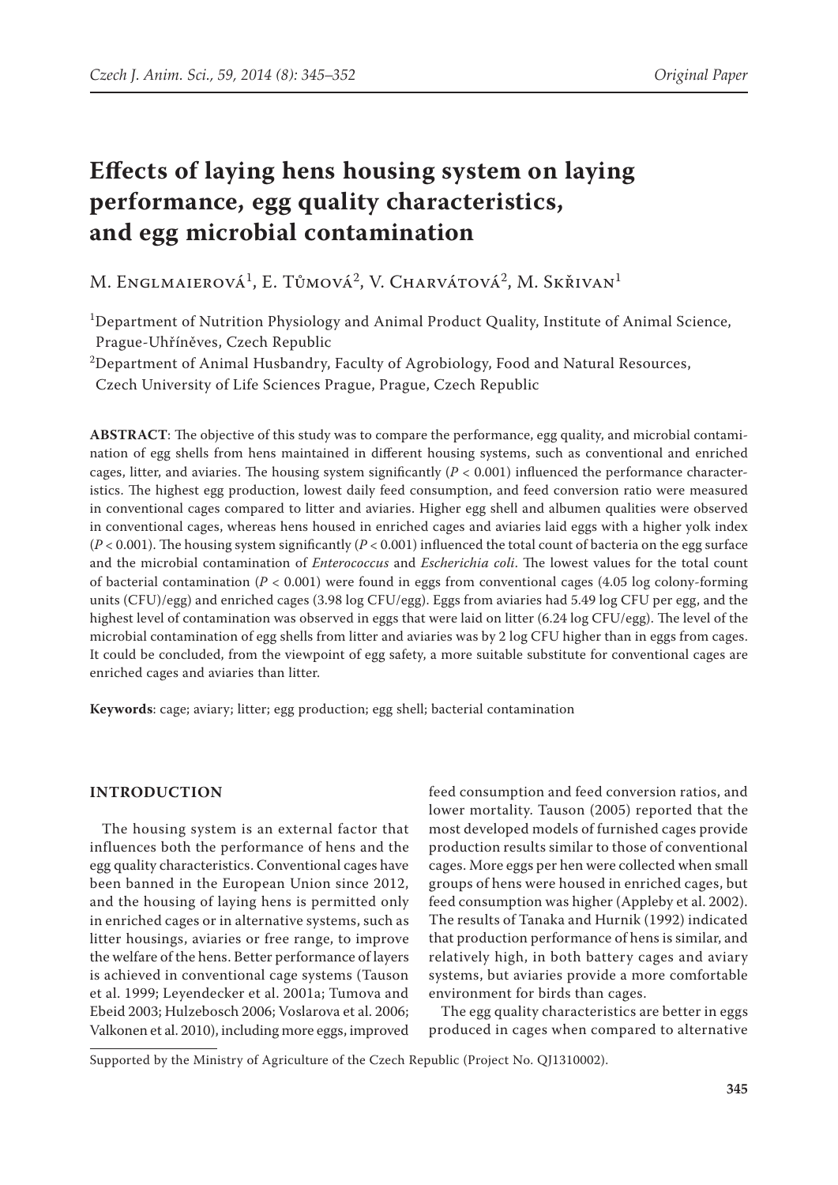# Effects of laying hens housing system on laying performance, egg quality characteristics, and egg microbial contamination

M. Englmaierová[1], E. Tůmová[2], V. Charvátová[2], M. Skřivan[1]

[1]Department of Nutrition Physiology and Animal Product Quality, Institute of Animal Science, Prague-Uhříněves, Czech Republic

[2]Department of Animal Husbandry, Faculty of Agrobiology, Food and Natural Resources, Czech University of Life Sciences Prague, Prague, Czech Republic

**ABSTRACT**: The objective of this study was to compare the performance, egg quality, and microbial contamination of egg shells from hens maintained in different housing systems, such as conventional and enriched cages, litter, and aviaries. The housing system significantly ($P < 0.001$) influenced the performance characteristics. The highest egg production, lowest daily feed consumption, and feed conversion ratio were measured in conventional cages compared to litter and aviaries. Higher egg shell and albumen qualities were observed in conventional cages, whereas hens housed in enriched cages and aviaries laid eggs with a higher yolk index ($P < 0.001$). The housing system significantly ($P < 0.001$) influenced the total count of bacteria on the egg surface and the microbial contamination of *Enterococcus* and *Escherichia coli*. The lowest values for the total count of bacterial contamination ($P < 0.001$) were found in eggs from conventional cages (4.05 log colony-forming units (CFU)/egg) and enriched cages (3.98 log CFU/egg). Eggs from aviaries had 5.49 log CFU per egg, and the highest level of contamination was observed in eggs that were laid on litter (6.24 log CFU/egg). The level of the microbial contamination of egg shells from litter and aviaries was by 2 log CFU higher than in eggs from cages. It could be concluded, from the viewpoint of egg safety, a more suitable substitute for conventional cages are enriched cages and aviaries than litter.

**Keywords**: cage; aviary; litter; egg production; egg shell; bacterial contamination

## INTRODUCTION

The housing system is an external factor that influences both the performance of hens and the egg quality characteristics. Conventional cages have been banned in the European Union since 2012, and the housing of laying hens is permitted only in enriched cages or in alternative systems, such as litter housings, aviaries or free range, to improve the welfare of the hens. Better performance of layers is achieved in conventional cage systems (Tauson et al. 1999; Leyendecker et al. 2001a; Tumova and Ebeid 2003; Hulzebosch 2006; Voslarova et al. 2006; Valkonen et al. 2010), including more eggs, improved feed consumption and feed conversion ratios, and lower mortality. Tauson (2005) reported that the most developed models of furnished cages provide production results similar to those of conventional cages. More eggs per hen were collected when small groups of hens were housed in enriched cages, but feed consumption was higher (Appleby et al. 2002). The results of Tanaka and Hurnik (1992) indicated that production performance of hens is similar, and relatively high, in both battery cages and aviary systems, but aviaries provide a more comfortable environment for birds than cages.

The egg quality characteristics are better in eggs produced in cages when compared to alternative

Supported by the Ministry of Agriculture of the Czech Republic (Project No. QJ1310002).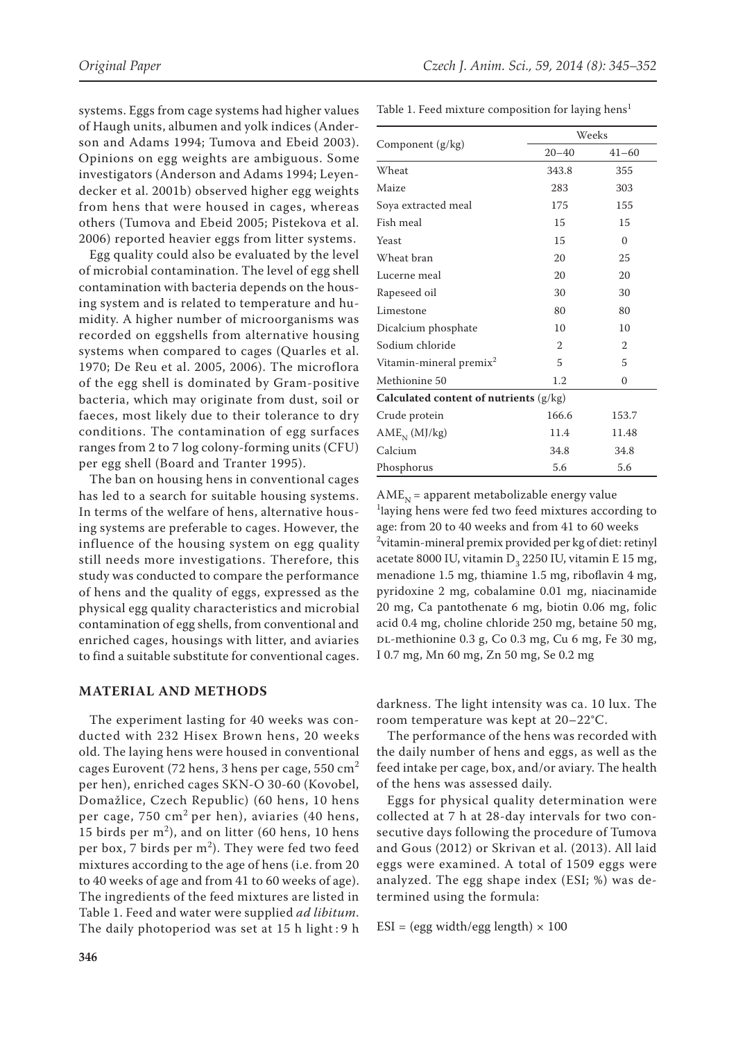systems. Eggs from cage systems had higher values of Haugh units, albumen and yolk indices (Anderson and Adams 1994; Tumova and Ebeid 2003). Opinions on egg weights are ambiguous. Some investigators (Anderson and Adams 1994; Leyendecker et al. 2001b) observed higher egg weights from hens that were housed in cages, whereas others (Tumova and Ebeid 2005; Pistekova et al. 2006) reported heavier eggs from litter systems.

Egg quality could also be evaluated by the level of microbial contamination. The level of egg shell contamination with bacteria depends on the housing system and is related to temperature and humidity. A higher number of microorganisms was recorded on eggshells from alternative housing systems when compared to cages (Quarles et al. 1970; De Reu et al. 2005, 2006). The microflora of the egg shell is dominated by Gram-positive bacteria, which may originate from dust, soil or faeces, most likely due to their tolerance to dry conditions. The contamination of egg surfaces ranges from 2 to 7 log colony-forming units (CFU) per egg shell (Board and Tranter 1995).

The ban on housing hens in conventional cages has led to a search for suitable housing systems. In terms of the welfare of hens, alternative housing systems are preferable to cages. However, the influence of the housing system on egg quality still needs more investigations. Therefore, this study was conducted to compare the performance of hens and the quality of eggs, expressed as the physical egg quality characteristics and microbial contamination of egg shells, from conventional and enriched cages, housings with litter, and aviaries to find a suitable substitute for conventional cages.

## MATERIAL AND METHODS

The experiment lasting for 40 weeks was conducted with 232 Hisex Brown hens, 20 weeks old. The laying hens were housed in conventional cages Eurovent (72 hens, 3 hens per cage, 550 $cm^2$ per hen), enriched cages SKN-O 30-60 (Kovobel, Domažlice, Czech Republic) (60 hens, 10 hens per cage, 750 $cm^2$ per hen), aviaries (40 hens, 15 birds per $m^2$), and on litter (60 hens, 10 hens per box, 7 birds per $m^2$). They were fed two feed mixtures according to the age of hens (i.e. from 20 to 40 weeks of age and from 41 to 60 weeks of age). The ingredients of the feed mixtures are listed in Table 1. Feed and water were supplied *ad libitum*. The daily photoperiod was set at 15 h light : 9 h darkness. The light intensity was ca. 10 lux. The room temperature was kept at 20–22°C.

Table 1. Feed mixture composition for laying hens[1]

| Component (g/kg) | Weeks | |
|---|---|---|
| | 20–40 | 41–60 |
| Wheat | 343.8 | 355 |
| Maize | 283 | 303 |
| Soya extracted meal | 175 | 155 |
| Fish meal | 15 | 15 |
| Yeast | 15 | 0 |
| Wheat bran | 20 | 25 |
| Lucerne meal | 20 | 20 |
| Rapeseed oil | 30 | 30 |
| Limestone | 80 | 80 |
| Dicalcium phosphate | 10 | 10 |
| Sodium chloride | 2 | 2 |
| Vitamin-mineral premix[2] | 5 | 5 |
| Methionine 50 | 1.2 | 0 |
| **Calculated content of nutrients** (g/kg) | | |
| Crude protein | 166.6 | 153.7 |
| $AME_N$ (MJ/kg) | 11.4 | 11.48 |
| Calcium | 34.8 | 34.8 |
| Phosphorus | 5.6 | 5.6 |

$AME_N$ = apparent metabolizable energy value
[1]laying hens were fed two feed mixtures according to age: from 20 to 40 weeks and from 41 to 60 weeks
[2]vitamin-mineral premix provided per kg of diet: retinyl acetate 8000 IU, vitamin $D_3$ 2250 IU, vitamin E 15 mg, menadione 1.5 mg, thiamine 1.5 mg, riboflavin 4 mg, pyridoxine 2 mg, cobalamine 0.01 mg, niacinamide 20 mg, Ca pantothenate 6 mg, biotin 0.06 mg, folic acid 0.4 mg, choline chloride 250 mg, betaine 50 mg, DL-methionine 0.3 g, Co 0.3 mg, Cu 6 mg, Fe 30 mg, I 0.7 mg, Mn 60 mg, Zn 50 mg, Se 0.2 mg

The performance of the hens was recorded with the daily number of hens and eggs, as well as the feed intake per cage, box, and/or aviary. The health of the hens was assessed daily.

Eggs for physical quality determination were collected at 7 h at 28-day intervals for two consecutive days following the procedure of Tumova and Gous (2012) or Skrivan et al. (2013). All laid eggs were examined. A total of 1509 eggs were analyzed. The egg shape index (ESI; %) was determined using the formula:

$$ESI = (\text{egg width}/\text{egg length}) \times 100$$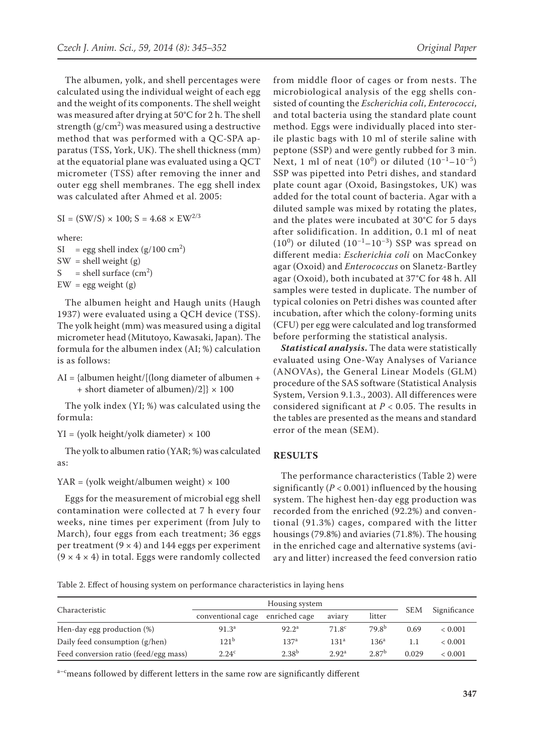The albumen, yolk, and shell percentages were calculated using the individual weight of each egg and the weight of its components. The shell weight was measured after drying at 50°C for 2 h. The shell strength (g/cm$^2$) was measured using a destructive method that was performed with a QC-SPA apparatus (TSS, York, UK). The shell thickness (mm) at the equatorial plane was evaluated using a QCT micrometer (TSS) after removing the inner and outer egg shell membranes. The egg shell index was calculated after Ahmed et al. 2005:

$$SI = (SW/S) \times 100;\ S = 4.68 \times EW^{2/3}$$

where:

SI = egg shell index (g/100 cm$^2$)
SW = shell weight (g)
S = shell surface (cm$^2$)
EW = egg weight (g)

The albumen height and Haugh units (Haugh 1937) were evaluated using a QCH device (TSS). The yolk height (mm) was measured using a digital micrometer head (Mitutoyo, Kawasaki, Japan). The formula for the albumen index (AI; %) calculation is as follows:

$$AI = \{\text{albumen height}/[(\text{long diameter of albumen} + \text{short diameter of albumen})/2]\} \times 100$$

The yolk index (YI; %) was calculated using the formula:

$$YI = (\text{yolk height}/\text{yolk diameter}) \times 100$$

The yolk to albumen ratio (YAR; %) was calculated as:

$$YAR = (\text{yolk weight}/\text{albumen weight}) \times 100$$

Eggs for the measurement of microbial egg shell contamination were collected at 7 h every four weeks, nine times per experiment (from July to March), four eggs from each treatment; 36 eggs per treatment (9 × 4) and 144 eggs per experiment (9 × 4 × 4) in total. Eggs were randomly collected from middle floor of cages or from nests. The microbiological analysis of the egg shells consisted of counting the *Escherichia coli*, *Enterococci*, and total bacteria using the standard plate count method. Eggs were individually placed into sterile plastic bags with 10 ml of sterile saline with peptone (SSP) and were gently rubbed for 3 min. Next, 1 ml of neat ($10^0$) or diluted ($10^{-1}$–$10^{-5}$) SSP was pipetted into Petri dishes, and standard plate count agar (Oxoid, Basingstokes, UK) was added for the total count of bacteria. Agar with a diluted sample was mixed by rotating the plates, and the plates were incubated at 30°C for 5 days after solidification. In addition, 0.1 ml of neat ($10^0$) or diluted ($10^{-1}$–$10^{-3}$) SSP was spread on different media: *Escherichia coli* on MacConkey agar (Oxoid) and *Enterococcus* on Slanetz-Bartley agar (Oxoid), both incubated at 37°C for 48 h. All samples were tested in duplicate. The number of typical colonies on Petri dishes was counted after incubation, after which the colony-forming units (CFU) per egg were calculated and log transformed before performing the statistical analysis.

***Statistical analysis.*** The data were statistically evaluated using One-Way Analyses of Variance (ANOVAs), the General Linear Models (GLM) procedure of the SAS software (Statistical Analysis System, Version 9.1.3., 2003). All differences were considered significant at $P < 0.05$. The results in the tables are presented as the means and standard error of the mean (SEM).

## RESULTS

The performance characteristics (Table 2) were significantly ($P < 0.001$) influenced by the housing system. The highest hen-day egg production was recorded from the enriched (92.2%) and conventional (91.3%) cages, compared with the litter housings (79.8%) and aviaries (71.8%). The housing in the enriched cage and alternative systems (aviary and litter) increased the feed conversion ratio

Table 2. Effect of housing system on performance characteristics in laying hens

| Characteristic | Housing system | | | | SEM | Significance |
|---|---|---|---|---|---|---|
| | conventional cage | enriched cage | aviary | litter | | |
| Hen-day egg production (%) | 91.3[a] | 92.2[a] | 71.8[c] | 79.8[b] | 0.69 | < 0.001 |
| Daily feed consumption (g/hen) | 121[b] | 137[a] | 131[a] | 136[a] | 1.1 | < 0.001 |
| Feed conversion ratio (feed/egg mass) | 2.24[c] | 2.38[b] | 2.92[a] | 2.87[b] | 0.029 | < 0.001 |

[a–c]means followed by different letters in the same row are significantly different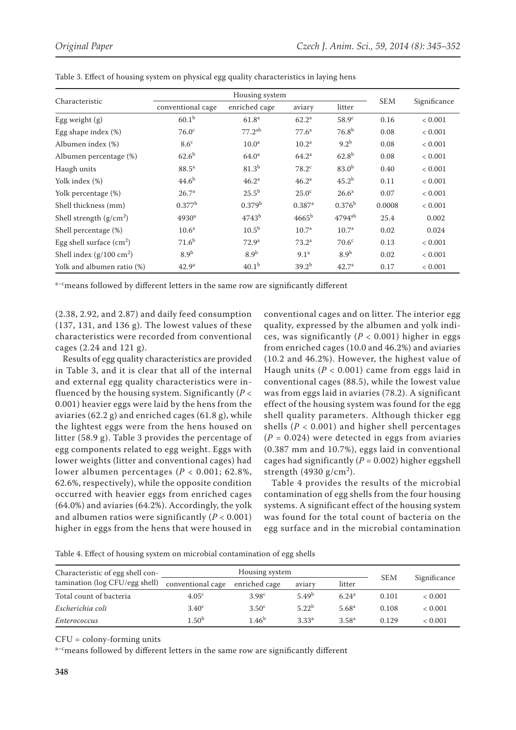Table 3. Effect of housing system on physical egg quality characteristics in laying hens

| Characteristic | Housing system | | | | SEM | Significance |
|---|---|---|---|---|---|---|
| | conventional cage | enriched cage | aviary | litter | | |
| Egg weight (g) | $60.1^{b}$ | $61.8^{a}$ | $62.2^{a}$ | $58.9^{c}$ | 0.16 | < 0.001 |
| Egg shape index (%) | $76.0^{c}$ | $77.2^{ab}$ | $77.6^{a}$ | $76.8^{b}$ | 0.08 | < 0.001 |
| Albumen index (%) | $8.6^{c}$ | $10.0^{a}$ | $10.2^{a}$ | $9.2^{b}$ | 0.08 | < 0.001 |
| Albumen percentage (%) | $62.6^{b}$ | $64.0^{a}$ | $64.2^{a}$ | $62.8^{b}$ | 0.08 | < 0.001 |
| Haugh units | $88.5^{a}$ | $81.3^{b}$ | $78.2^{c}$ | $83.0^{b}$ | 0.40 | < 0.001 |
| Yolk index (%) | $44.6^{b}$ | $46.2^{a}$ | $46.2^{a}$ | $45.2^{b}$ | 0.11 | < 0.001 |
| Yolk percentage (%) | $26.7^{a}$ | $25.5^{b}$ | $25.0^{c}$ | $26.6^{a}$ | 0.07 | < 0.001 |
| Shell thickness (mm) | $0.377^{b}$ | $0.379^{b}$ | $0.387^{a}$ | $0.376^{b}$ | 0.0008 | < 0.001 |
| Shell strength (g/cm$^2$) | $4930^{a}$ | $4743^{b}$ | $4665^{b}$ | $4794^{ab}$ | 25.4 | 0.002 |
| Shell percentage (%) | $10.6^{a}$ | $10.5^{b}$ | $10.7^{a}$ | $10.7^{a}$ | 0.02 | 0.024 |
| Egg shell surface (cm$^2$) | $71.6^{b}$ | $72.9^{a}$ | $73.2^{a}$ | $70.6^{c}$ | 0.13 | < 0.001 |
| Shell index (g/100 cm$^2$) | $8.9^{b}$ | $8.9^{b}$ | $9.1^{a}$ | $8.9^{b}$ | 0.02 | < 0.001 |
| Yolk and albumen ratio (%) | $42.9^{a}$ | $40.1^{b}$ | $39.2^{b}$ | $42.7^{a}$ | 0.17 | < 0.001 |

[a–c]means followed by different letters in the same row are significantly different

(2.38, 2.92, and 2.87) and daily feed consumption (137, 131, and 136 g). The lowest values of these characteristics were recorded from conventional cages (2.24 and 121 g).

Results of egg quality characteristics are provided in Table 3, and it is clear that all of the internal and external egg quality characteristics were influenced by the housing system. Significantly ($P$ < 0.001) heavier eggs were laid by the hens from the aviaries (62.2 g) and enriched cages (61.8 g), while the lightest eggs were from the hens housed on litter (58.9 g). Table 3 provides the percentage of egg components related to egg weight. Eggs with lower weights (litter and conventional cages) had lower albumen percentages ($P$ < 0.001; 62.8%, 62.6%, respectively), while the opposite condition occurred with heavier eggs from enriched cages (64.0%) and aviaries (64.2%). Accordingly, the yolk and albumen ratios were significantly ($P$ < 0.001) higher in eggs from the hens that were housed in conventional cages and on litter. The interior egg quality, expressed by the albumen and yolk indices, was significantly ($P$ < 0.001) higher in eggs from enriched cages (10.0 and 46.2%) and aviaries (10.2 and 46.2%). However, the highest value of Haugh units ($P$ < 0.001) came from eggs laid in conventional cages (88.5), while the lowest value was from eggs laid in aviaries (78.2). A significant effect of the housing system was found for the egg shell quality parameters. Although thicker egg shells ($P$ < 0.001) and higher shell percentages ($P$ = 0.024) were detected in eggs from aviaries (0.387 mm and 10.7%), eggs laid in conventional cages had significantly ($P$ = 0.002) higher eggshell strength (4930 g/cm$^2$).

Table 4 provides the results of the microbial contamination of egg shells from the four housing systems. A significant effect of the housing system was found for the total count of bacteria on the egg surface and in the microbial contamination

Table 4. Effect of housing system on microbial contamination of egg shells

| Characteristic of egg shell contamination (log CFU/egg shell) | Housing system | | | | SEM | Significance |
|---|---|---|---|---|---|---|
| | conventional cage | enriched cage | aviary | litter | | |
| Total count of bacteria | $4.05^{c}$ | $3.98^{c}$ | $5.49^{b}$ | $6.24^{a}$ | 0.101 | < 0.001 |
| *Escherichia coli* | $3.40^{c}$ | $3.50^{c}$ | $5.22^{b}$ | $5.68^{a}$ | 0.108 | < 0.001 |
| *Enterococcus* | $1.50^{b}$ | $1.46^{b}$ | $3.33^{a}$ | $3.58^{a}$ | 0.129 | < 0.001 |

CFU = colony-forming units

[a–c]means followed by different letters in the same row are significantly different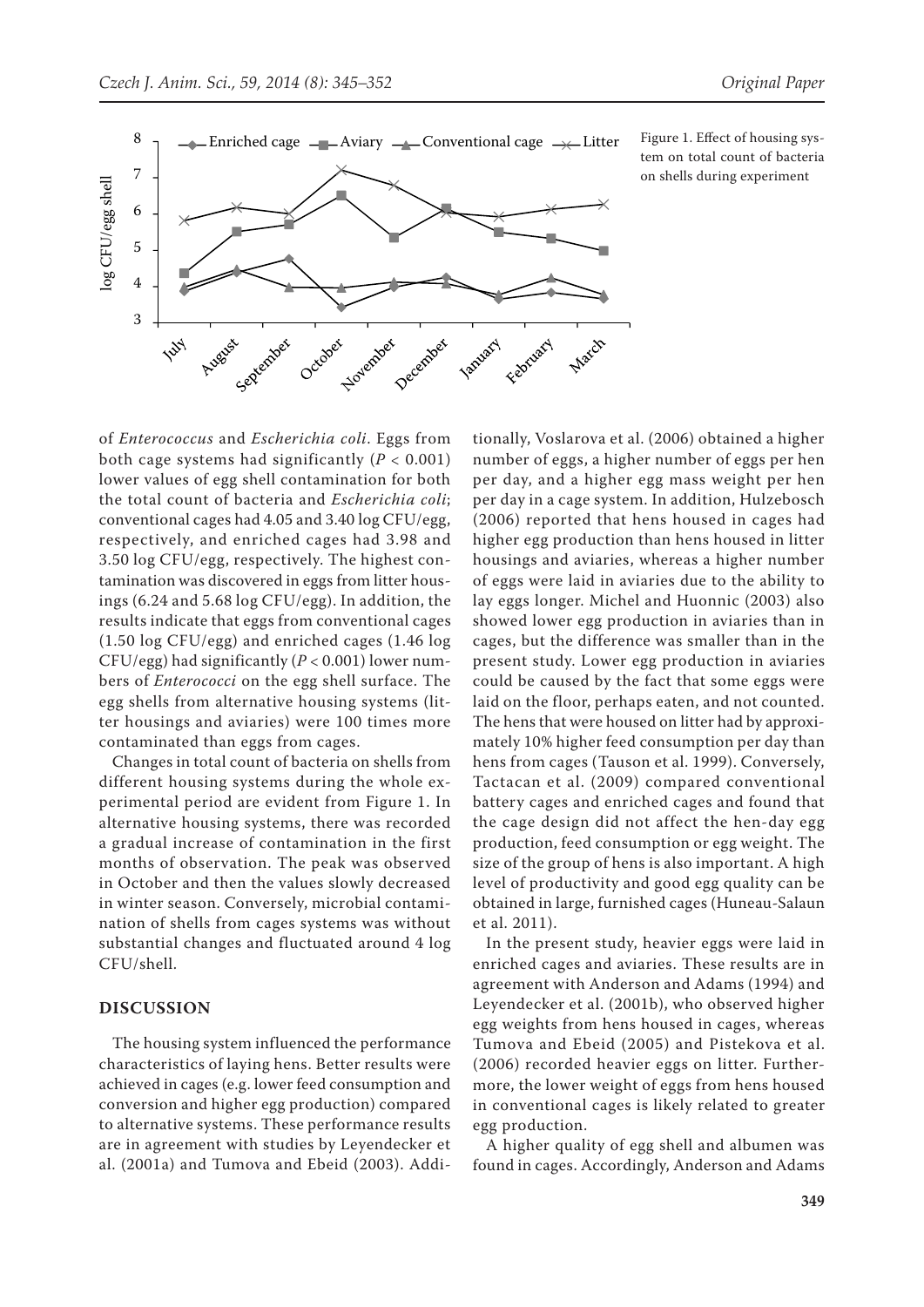Figure 1. Effect of housing system on total count of bacteria on shells during experiment

of *Enterococcus* and *Escherichia coli*. Eggs from both cage systems had significantly ($P < 0.001$) lower values of egg shell contamination for both the total count of bacteria and *Escherichia coli*; conventional cages had 4.05 and 3.40 log CFU/egg, respectively, and enriched cages had 3.98 and 3.50 log CFU/egg, respectively. The highest contamination was discovered in eggs from litter housings (6.24 and 5.68 log CFU/egg). In addition, the results indicate that eggs from conventional cages (1.50 log CFU/egg) and enriched cages (1.46 log CFU/egg) had significantly ($P < 0.001$) lower numbers of *Enterococci* on the egg shell surface. The egg shells from alternative housing systems (litter housings and aviaries) were 100 times more contaminated than eggs from cages.

Changes in total count of bacteria on shells from different housing systems during the whole experimental period are evident from Figure 1. In alternative housing systems, there was recorded a gradual increase of contamination in the first months of observation. The peak was observed in October and then the values slowly decreased in winter season. Conversely, microbial contamination of shells from cages systems was without substantial changes and fluctuated around 4 log CFU/shell.

## DISCUSSION

The housing system influenced the performance characteristics of laying hens. Better results were achieved in cages (e.g. lower feed consumption and conversion and higher egg production) compared to alternative systems. These performance results are in agreement with studies by Leyendecker et al. (2001a) and Tumova and Ebeid (2003). Additionally, Voslarova et al. (2006) obtained a higher number of eggs, a higher number of eggs per hen per day, and a higher egg mass weight per hen per day in a cage system. In addition, Hulzebosch (2006) reported that hens housed in cages had higher egg production than hens housed in litter housings and aviaries, whereas a higher number of eggs were laid in aviaries due to the ability to lay eggs longer. Michel and Huonnic (2003) also showed lower egg production in aviaries than in cages, but the difference was smaller than in the present study. Lower egg production in aviaries could be caused by the fact that some eggs were laid on the floor, perhaps eaten, and not counted. The hens that were housed on litter had by approximately 10% higher feed consumption per day than hens from cages (Tauson et al. 1999). Conversely, Tactacan et al. (2009) compared conventional battery cages and enriched cages and found that the cage design did not affect the hen-day egg production, feed consumption or egg weight. The size of the group of hens is also important. A high level of productivity and good egg quality can be obtained in large, furnished cages (Huneau-Salaun et al. 2011).

In the present study, heavier eggs were laid in enriched cages and aviaries. These results are in agreement with Anderson and Adams (1994) and Leyendecker et al. (2001b), who observed higher egg weights from hens housed in cages, whereas Tumova and Ebeid (2005) and Pistekova et al. (2006) recorded heavier eggs on litter. Furthermore, the lower weight of eggs from hens housed in conventional cages is likely related to greater egg production.

A higher quality of egg shell and albumen was found in cages. Accordingly, Anderson and Adams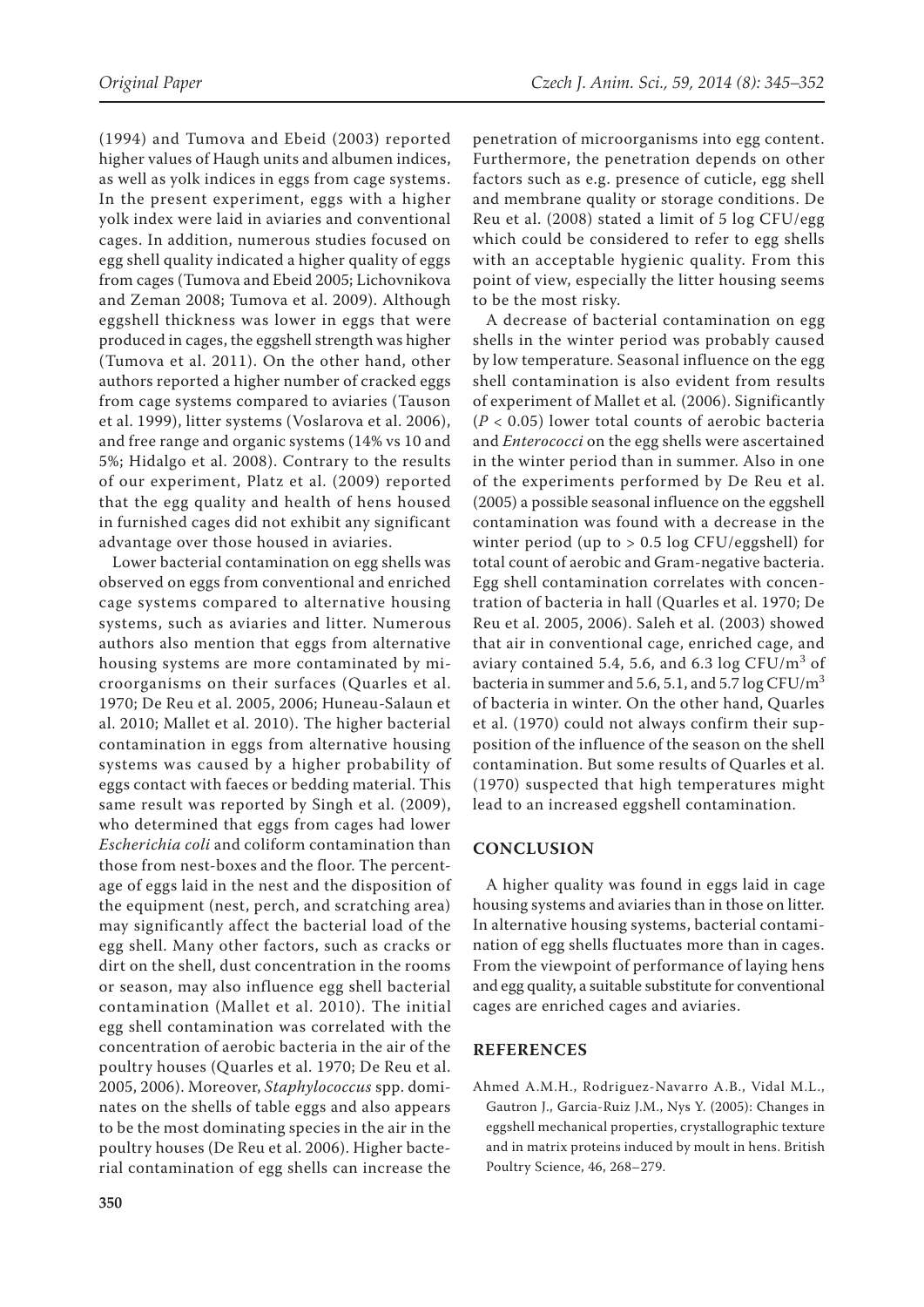(1994) and Tumova and Ebeid (2003) reported higher values of Haugh units and albumen indices, as well as yolk indices in eggs from cage systems. In the present experiment, eggs with a higher yolk index were laid in aviaries and conventional cages. In addition, numerous studies focused on egg shell quality indicated a higher quality of eggs from cages (Tumova and Ebeid 2005; Lichovnikova and Zeman 2008; Tumova et al. 2009). Although eggshell thickness was lower in eggs that were produced in cages, the eggshell strength was higher (Tumova et al. 2011). On the other hand, other authors reported a higher number of cracked eggs from cage systems compared to aviaries (Tauson et al. 1999), litter systems (Voslarova et al. 2006), and free range and organic systems (14% vs 10 and 5%; Hidalgo et al. 2008). Contrary to the results of our experiment, Platz et al. (2009) reported that the egg quality and health of hens housed in furnished cages did not exhibit any significant advantage over those housed in aviaries.

Lower bacterial contamination on egg shells was observed on eggs from conventional and enriched cage systems compared to alternative housing systems, such as aviaries and litter. Numerous authors also mention that eggs from alternative housing systems are more contaminated by microorganisms on their surfaces (Quarles et al. 1970; De Reu et al. 2005, 2006; Huneau-Salaun et al. 2010; Mallet et al. 2010). The higher bacterial contamination in eggs from alternative housing systems was caused by a higher probability of eggs contact with faeces or bedding material. This same result was reported by Singh et al. (2009), who determined that eggs from cages had lower *Escherichia coli* and coliform contamination than those from nest-boxes and the floor. The percentage of eggs laid in the nest and the disposition of the equipment (nest, perch, and scratching area) may significantly affect the bacterial load of the egg shell. Many other factors, such as cracks or dirt on the shell, dust concentration in the rooms or season, may also influence egg shell bacterial contamination (Mallet et al. 2010). The initial egg shell contamination was correlated with the concentration of aerobic bacteria in the air of the poultry houses (Quarles et al. 1970; De Reu et al. 2005, 2006). Moreover, *Staphylococcus* spp. dominates on the shells of table eggs and also appears to be the most dominating species in the air in the poultry houses (De Reu et al. 2006). Higher bacterial contamination of egg shells can increase the penetration of microorganisms into egg content. Furthermore, the penetration depends on other factors such as e.g. presence of cuticle, egg shell and membrane quality or storage conditions. De Reu et al. (2008) stated a limit of 5 log CFU/egg which could be considered to refer to egg shells with an acceptable hygienic quality. From this point of view, especially the litter housing seems to be the most risky.

A decrease of bacterial contamination on egg shells in the winter period was probably caused by low temperature. Seasonal influence on the egg shell contamination is also evident from results of experiment of Mallet et al*.* (2006). Significantly ($P < 0.05$) lower total counts of aerobic bacteria and *Enterococci* on the egg shells were ascertained in the winter period than in summer. Also in one of the experiments performed by De Reu et al. (2005) a possible seasonal influence on the eggshell contamination was found with a decrease in the winter period (up to > 0.5 log CFU/eggshell) for total count of aerobic and Gram-negative bacteria. Egg shell contamination correlates with concentration of bacteria in hall (Quarles et al. 1970; De Reu et al. 2005, 2006). Saleh et al. (2003) showed that air in conventional cage, enriched cage, and aviary contained 5.4, 5.6, and 6.3 log CFU/$m^3$ of bacteria in summer and 5.6, 5.1, and 5.7 log CFU/$m^3$ of bacteria in winter. On the other hand, Quarles et al. (1970) could not always confirm their supposition of the influence of the season on the shell contamination. But some results of Quarles et al. (1970) suspected that high temperatures might lead to an increased eggshell contamination.

## CONCLUSION

A higher quality was found in eggs laid in cage housing systems and aviaries than in those on litter. In alternative housing systems, bacterial contamination of egg shells fluctuates more than in cages. From the viewpoint of performance of laying hens and egg quality, a suitable substitute for conventional cages are enriched cages and aviaries.

## REFERENCES

Ahmed A.M.H., Rodriguez-Navarro A.B., Vidal M.L., Gautron J., Garcia-Ruiz J.M., Nys Y. (2005): Changes in eggshell mechanical properties, crystallographic texture and in matrix proteins induced by moult in hens. British Poultry Science, 46, 268–279.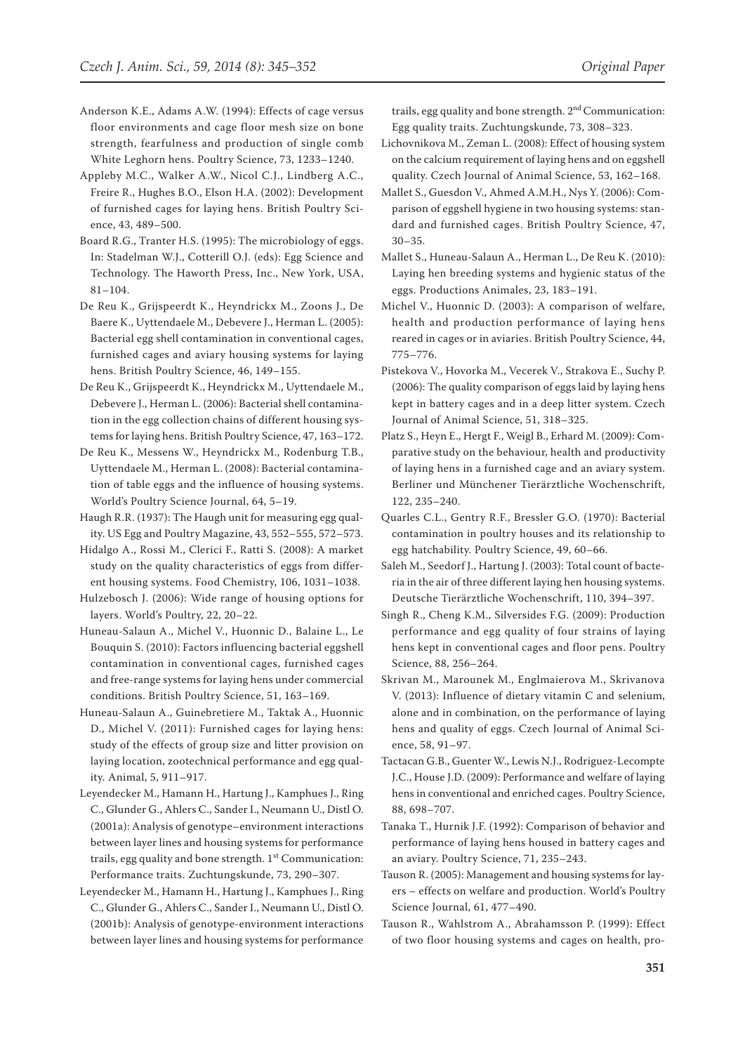Anderson K.E., Adams A.W. (1994): Effects of cage versus floor environments and cage floor mesh size on bone strength, fearfulness and production of single comb White Leghorn hens. Poultry Science, 73, 1233–1240.

Appleby M.C., Walker A.W., Nicol C.J., Lindberg A.C., Freire R., Hughes B.O., Elson H.A. (2002): Development of furnished cages for laying hens. British Poultry Science, 43, 489–500.

Board R.G., Tranter H.S. (1995): The microbiology of eggs. In: Stadelman W.J., Cotterill O.J. (eds): Egg Science and Technology. The Haworth Press, Inc., New York, USA, 81–104.

De Reu K., Grijspeerdt K., Heyndrickx M., Zoons J., De Baere K., Uyttendaele M., Debevere J., Herman L. (2005): Bacterial egg shell contamination in conventional cages, furnished cages and aviary housing systems for laying hens. British Poultry Science, 46, 149–155.

De Reu K., Grijspeerdt K., Heyndrickx M., Uyttendaele M., Debevere J., Herman L. (2006): Bacterial shell contamination in the egg collection chains of different housing systems for laying hens. British Poultry Science, 47, 163–172.

De Reu K., Messens W., Heyndrickx M., Rodenburg T.B., Uyttendaele M., Herman L. (2008): Bacterial contamination of table eggs and the influence of housing systems. World's Poultry Science Journal, 64, 5–19.

Haugh R.R. (1937): The Haugh unit for measuring egg quality. US Egg and Poultry Magazine, 43, 552–555, 572–573.

Hidalgo A., Rossi M., Clerici F., Ratti S. (2008): A market study on the quality characteristics of eggs from different housing systems. Food Chemistry, 106, 1031–1038.

Hulzebosch J. (2006): Wide range of housing options for layers. World's Poultry, 22, 20–22.

Huneau-Salaun A., Michel V., Huonnic D., Balaine L., Le Bouquin S. (2010): Factors influencing bacterial eggshell contamination in conventional cages, furnished cages and free-range systems for laying hens under commercial conditions. British Poultry Science, 51, 163–169.

Huneau-Salaun A., Guinebretiere M., Taktak A., Huonnic D., Michel V. (2011): Furnished cages for laying hens: study of the effects of group size and litter provision on laying location, zootechnical performance and egg quality. Animal, 5, 911–917.

Leyendecker M., Hamann H., Hartung J., Kamphues J., Ring C., Glunder G., Ahlers C., Sander I., Neumann U., Distl O. (2001a): Analysis of genotype–environment interactions between layer lines and housing systems for performance trails, egg quality and bone strength. 1st Communication: Performance traits. Zuchtungskunde, 73, 290–307.

Leyendecker M., Hamann H., Hartung J., Kamphues J., Ring C., Glunder G., Ahlers C., Sander I., Neumann U., Distl O. (2001b): Analysis of genotype-environment interactions between layer lines and housing systems for performance trails, egg quality and bone strength. 2nd Communication: Egg quality traits. Zuchtungskunde, 73, 308–323.

Lichovnikova M., Zeman L. (2008): Effect of housing system on the calcium requirement of laying hens and on eggshell quality. Czech Journal of Animal Science, 53, 162–168.

Mallet S., Guesdon V., Ahmed A.M.H., Nys Y. (2006): Comparison of eggshell hygiene in two housing systems: standard and furnished cages. British Poultry Science, 47, 30–35.

Mallet S., Huneau-Salaun A., Herman L., De Reu K. (2010): Laying hen breeding systems and hygienic status of the eggs. Productions Animales, 23, 183–191.

Michel V., Huonnic D. (2003): A comparison of welfare, health and production performance of laying hens reared in cages or in aviaries. British Poultry Science, 44, 775–776.

Pistekova V., Hovorka M., Vecerek V., Strakova E., Suchy P. (2006): The quality comparison of eggs laid by laying hens kept in battery cages and in a deep litter system. Czech Journal of Animal Science, 51, 318–325.

Platz S., Heyn E., Hergt F., Weigl B., Erhard M. (2009): Comparative study on the behaviour, health and productivity of laying hens in a furnished cage and an aviary system. Berliner und Münchener Tierärztliche Wochenschrift, 122, 235–240.

Quarles C.L., Gentry R.F., Bressler G.O. (1970): Bacterial contamination in poultry houses and its relationship to egg hatchability. Poultry Science, 49, 60–66.

Saleh M., Seedorf J., Hartung J. (2003): Total count of bacteria in the air of three different laying hen housing systems. Deutsche Tierärztliche Wochenschrift, 110, 394–397.

Singh R., Cheng K.M., Silversides F.G. (2009): Production performance and egg quality of four strains of laying hens kept in conventional cages and floor pens. Poultry Science, 88, 256–264.

Skrivan M., Marounek M., Englmaierova M., Skrivanova V. (2013): Influence of dietary vitamin C and selenium, alone and in combination, on the performance of laying hens and quality of eggs. Czech Journal of Animal Science, 58, 91–97.

Tactacan G.B., Guenter W., Lewis N.J., Rodriguez-Lecompte J.C., House J.D. (2009): Performance and welfare of laying hens in conventional and enriched cages. Poultry Science, 88, 698–707.

Tanaka T., Hurnik J.F. (1992): Comparison of behavior and performance of laying hens housed in battery cages and an aviary. Poultry Science, 71, 235–243.

Tauson R. (2005): Management and housing systems for layers – effects on welfare and production. World's Poultry Science Journal, 61, 477–490.

Tauson R., Wahlstrom A., Abrahamsson P. (1999): Effect of two floor housing systems and cages on health, pro-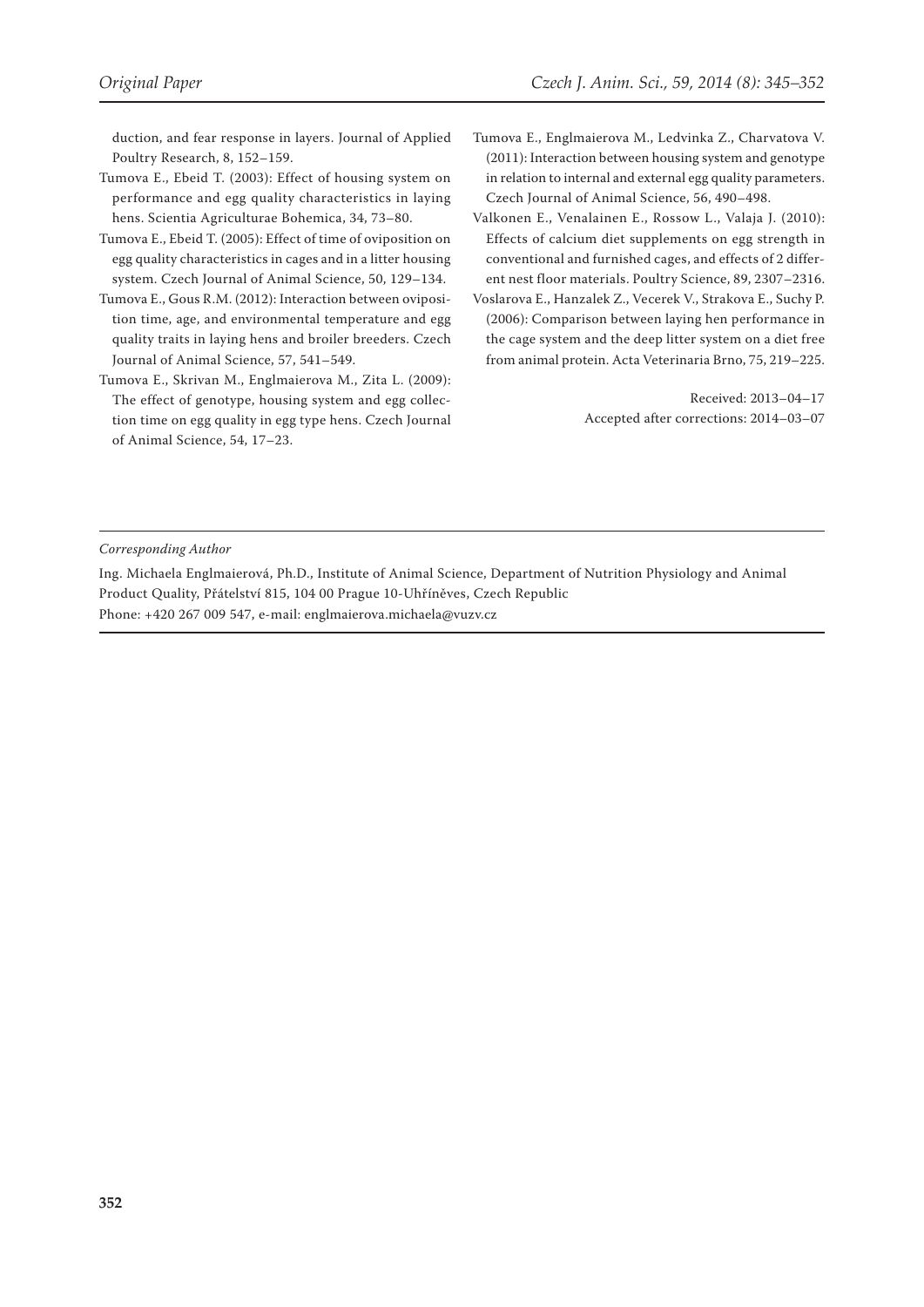duction, and fear response in layers. Journal of Applied Poultry Research, 8, 152–159.

Tumova E., Ebeid T. (2003): Effect of housing system on performance and egg quality characteristics in laying hens. Scientia Agriculturae Bohemica, 34, 73–80.

Tumova E., Ebeid T. (2005): Effect of time of oviposition on egg quality characteristics in cages and in a litter housing system. Czech Journal of Animal Science, 50, 129–134.

Tumova E., Gous R.M. (2012): Interaction between oviposition time, age, and environmental temperature and egg quality traits in laying hens and broiler breeders. Czech Journal of Animal Science, 57, 541–549.

Tumova E., Skrivan M., Englmaierova M., Zita L. (2009): The effect of genotype, housing system and egg collection time on egg quality in egg type hens. Czech Journal of Animal Science, 54, 17–23.

Tumova E., Englmaierova M., Ledvinka Z., Charvatova V. (2011): Interaction between housing system and genotype in relation to internal and external egg quality parameters. Czech Journal of Animal Science, 56, 490–498.

Valkonen E., Venalainen E., Rossow L., Valaja J. (2010): Effects of calcium diet supplements on egg strength in conventional and furnished cages, and effects of 2 different nest floor materials. Poultry Science, 89, 2307–2316.

Voslarova E., Hanzalek Z., Vecerek V., Strakova E., Suchy P. (2006): Comparison between laying hen performance in the cage system and the deep litter system on a diet free from animal protein. Acta Veterinaria Brno, 75, 219–225.

Received: 2013–04–17
Accepted after corrections: 2014–03–07

*Corresponding Author*

Ing. Michaela Englmaierová, Ph.D., Institute of Animal Science, Department of Nutrition Physiology and Animal Product Quality, Přátelství 815, 104 00 Prague 10-Uhříněves, Czech Republic
Phone: +420 267 009 547, e-mail: englmaierova.michaela@vuzv.cz